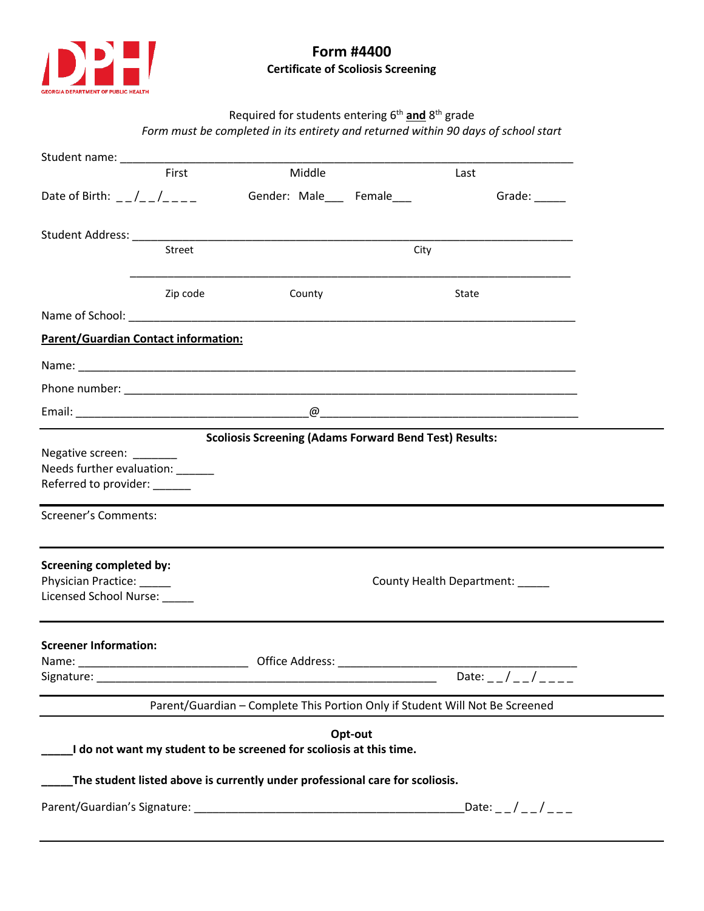GEORGIA DEPARTMENT OF PUBLIC HEALTH

# Form #4400

## Certificate of Scoliosis Screening

Required for students entering 6th **and** 8th grade

*Form must be completed in its entirety and returned within 90 days of school start*

Student name: ______________________________________________________________________

First Middle Last

Date of Birth: __/__/____ Gender: Male___ Female___ Grade: _____

Student Address: ____________________________________________________________________

Street City

____________________________________________________________________

Zip code County State

Name of School: ____________________________________________________________________

**Parent/Guardian Contact information:**

Name: ____________________________________________________________________

Phone number: ____________________________________________________________________

Email: ____________________________________@________________________________________

---

**Scoliosis Screening (Adams Forward Bend Test) Results:**

Negative screen: _______

Needs further evaluation: ______

Referred to provider: ______

---

Screener's Comments:

---

**Screening completed by:**

Physician Practice: _____

Licensed School Nurse: _____

County Health Department: _____

---

**Screener Information:**

Name: ___________________________ Office Address: _______________________________________

Signature: ______________________________________________________ Date: __/__/____

---

Parent/Guardian – Complete This Portion Only if Student Will Not Be Screened

---

**Opt-out**

**_____I do not want my student to be screened for scoliosis at this time.**

**_____The student listed above is currently under professional care for scoliosis.**

Parent/Guardian's Signature: ___________________________________________Date: __/__/___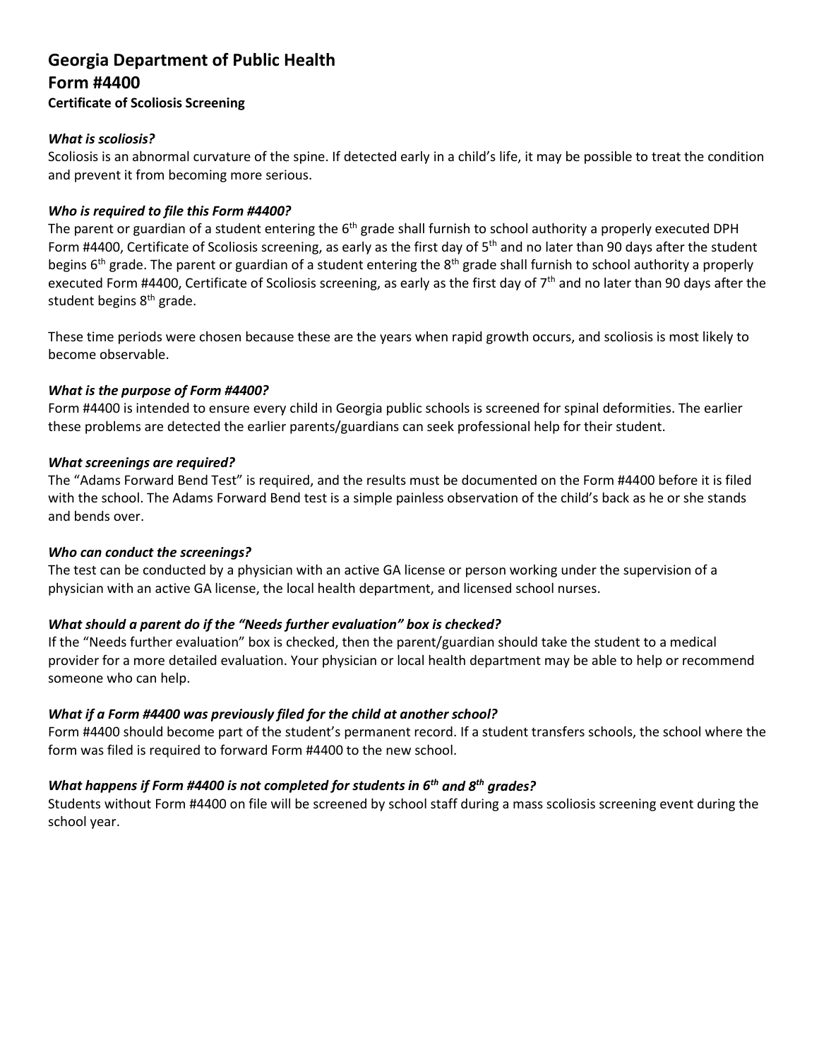# Georgia Department of Public Health

## Form #4400

**Certificate of Scoliosis Screening**

***What is scoliosis?***

Scoliosis is an abnormal curvature of the spine. If detected early in a child's life, it may be possible to treat the condition and prevent it from becoming more serious.

***Who is required to file this Form #4400?***

The parent or guardian of a student entering the 6th grade shall furnish to school authority a properly executed DPH Form #4400, Certificate of Scoliosis screening, as early as the first day of 5th and no later than 90 days after the student begins 6th grade. The parent or guardian of a student entering the 8th grade shall furnish to school authority a properly executed Form #4400, Certificate of Scoliosis screening, as early as the first day of 7th and no later than 90 days after the student begins 8th grade.

These time periods were chosen because these are the years when rapid growth occurs, and scoliosis is most likely to become observable.

***What is the purpose of Form #4400?***

Form #4400 is intended to ensure every child in Georgia public schools is screened for spinal deformities. The earlier these problems are detected the earlier parents/guardians can seek professional help for their student.

***What screenings are required?***

The "Adams Forward Bend Test" is required, and the results must be documented on the Form #4400 before it is filed with the school. The Adams Forward Bend test is a simple painless observation of the child's back as he or she stands and bends over.

***Who can conduct the screenings?***

The test can be conducted by a physician with an active GA license or person working under the supervision of a physician with an active GA license, the local health department, and licensed school nurses.

***What should a parent do if the "Needs further evaluation" box is checked?***

If the "Needs further evaluation" box is checked, then the parent/guardian should take the student to a medical provider for a more detailed evaluation. Your physician or local health department may be able to help or recommend someone who can help.

***What if a Form #4400 was previously filed for the child at another school?***

Form #4400 should become part of the student's permanent record. If a student transfers schools, the school where the form was filed is required to forward Form #4400 to the new school.

***What happens if Form #4400 is not completed for students in 6th and 8th grades?***

Students without Form #4400 on file will be screened by school staff during a mass scoliosis screening event during the school year.